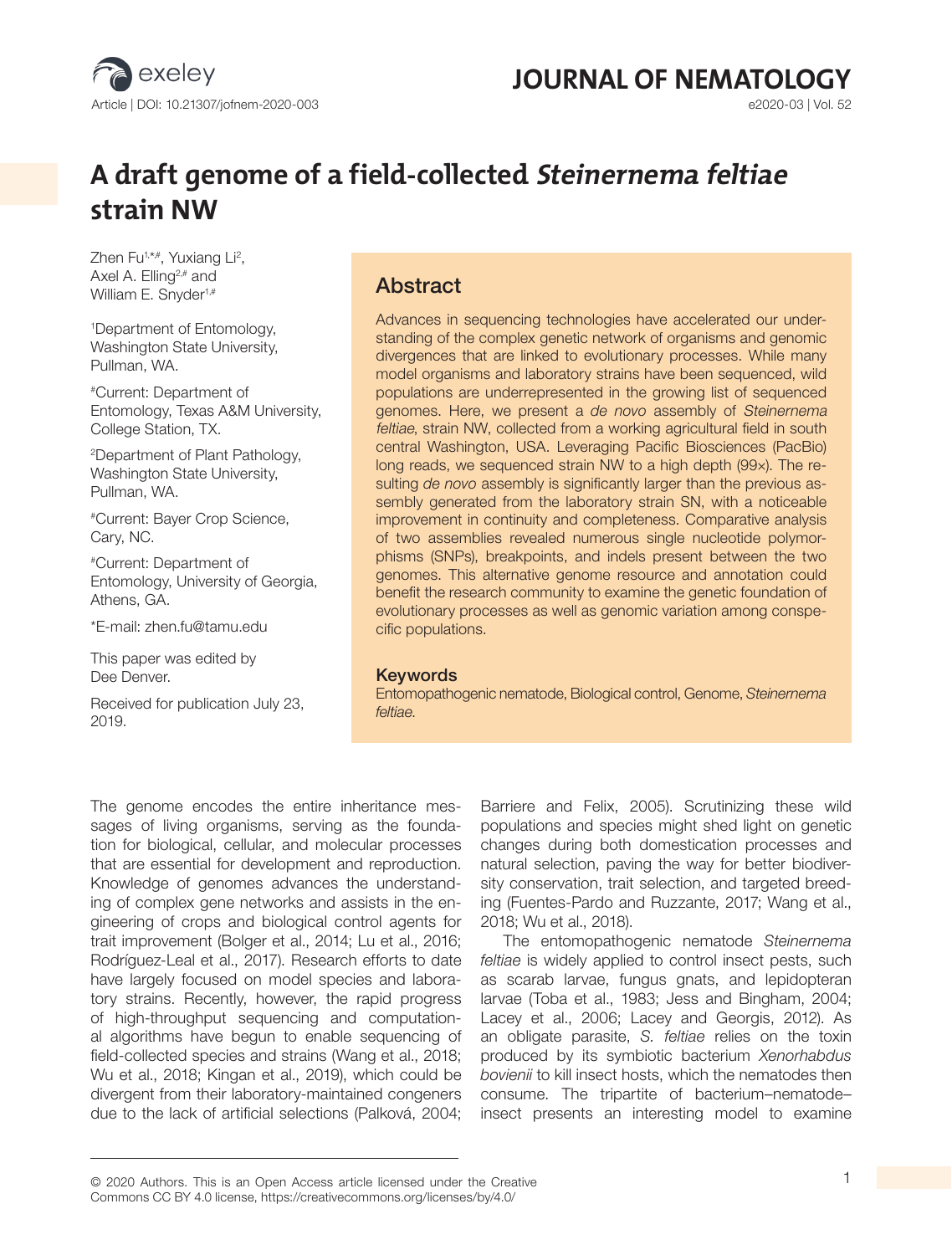Article | DOI: 10.21307/jofnem-2020-003

# A draft genome of a field-collected *Steinernema feltiae* strain NW

Zhen Fu[1,*,#], Yuxiang Li[2], Axel A. Elling[2,#] and William E. Snyder[1,#]

[1]Department of Entomology, Washington State University, Pullman, WA.

[#]Current: Department of Entomology, Texas A&M University, College Station, TX.

[2]Department of Plant Pathology, Washington State University, Pullman, WA.

[#]Current: Bayer Crop Science, Cary, NC.

[#]Current: Department of Entomology, University of Georgia, Athens, GA.

*E-mail: zhen.fu@tamu.edu

This paper was edited by Dee Denver.

Received for publication July 23, 2019.

## Abstract

Advances in sequencing technologies have accelerated our understanding of the complex genetic network of organisms and genomic divergences that are linked to evolutionary processes. While many model organisms and laboratory strains have been sequenced, wild populations are underrepresented in the growing list of sequenced genomes. Here, we present a *de novo* assembly of *Steinernema feltiae*, strain NW, collected from a working agricultural field in south central Washington, USA. Leveraging Pacific Biosciences (PacBio) long reads, we sequenced strain NW to a high depth (99×). The resulting *de novo* assembly is significantly larger than the previous assembly generated from the laboratory strain SN, with a noticeable improvement in continuity and completeness. Comparative analysis of two assemblies revealed numerous single nucleotide polymorphisms (SNPs), breakpoints, and indels present between the two genomes. This alternative genome resource and annotation could benefit the research community to examine the genetic foundation of evolutionary processes as well as genomic variation among conspecific populations.

### Keywords

Entomopathogenic nematode, Biological control, Genome, *Steinernema feltiae*.

The genome encodes the entire inheritance messages of living organisms, serving as the foundation for biological, cellular, and molecular processes that are essential for development and reproduction. Knowledge of genomes advances the understanding of complex gene networks and assists in the engineering of crops and biological control agents for trait improvement (Bolger et al., 2014; Lu et al., 2016; Rodríguez-Leal et al., 2017). Research efforts to date have largely focused on model species and laboratory strains. Recently, however, the rapid progress of high-throughput sequencing and computational algorithms have begun to enable sequencing of field-collected species and strains (Wang et al., 2018; Wu et al., 2018; Kingan et al., 2019), which could be divergent from their laboratory-maintained congeners due to the lack of artificial selections (Palková, 2004; Barriere and Felix, 2005). Scrutinizing these wild populations and species might shed light on genetic changes during both domestication processes and natural selection, paving the way for better biodiversity conservation, trait selection, and targeted breeding (Fuentes-Pardo and Ruzzante, 2017; Wang et al., 2018; Wu et al., 2018).

The entomopathogenic nematode *Steinernema feltiae* is widely applied to control insect pests, such as scarab larvae, fungus gnats, and lepidopteran larvae (Toba et al., 1983; Jess and Bingham, 2004; Lacey et al., 2006; Lacey and Georgis, 2012). As an obligate parasite, *S. feltiae* relies on the toxin produced by its symbiotic bacterium *Xenorhabdus bovienii* to kill insect hosts, which the nematodes then consume. The tripartite of bacterium–nematode–insect presents an interesting model to examine

© 2020 Authors. This is an Open Access article licensed under the Creative Commons CC BY 4.0 license, https://creativecommons.org/licenses/by/4.0/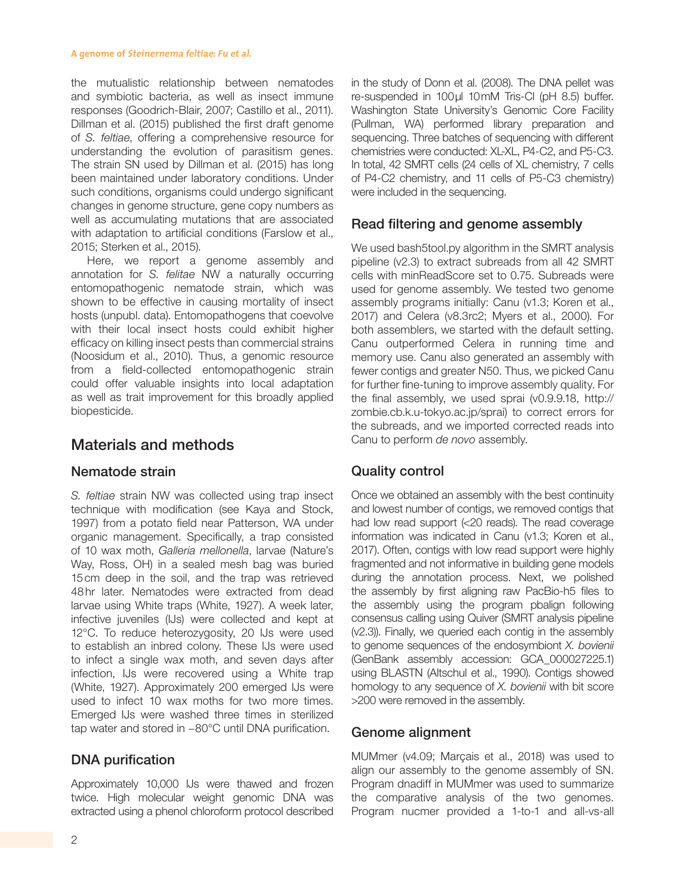the mutualistic relationship between nematodes and symbiotic bacteria, as well as insect immune responses (Goodrich-Blair, 2007; Castillo et al., 2011). Dillman et al. (2015) published the first draft genome of *S. feltiae*, offering a comprehensive resource for understanding the evolution of parasitism genes. The strain SN used by Dillman et al. (2015) has long been maintained under laboratory conditions. Under such conditions, organisms could undergo significant changes in genome structure, gene copy numbers as well as accumulating mutations that are associated with adaptation to artificial conditions (Farslow et al., 2015; Sterken et al., 2015).

Here, we report a genome assembly and annotation for *S. felitae* NW a naturally occurring entomopathogenic nematode strain, which was shown to be effective in causing mortality of insect hosts (unpubl. data). Entomopathogens that coevolve with their local insect hosts could exhibit higher efficacy on killing insect pests than commercial strains (Noosidum et al., 2010). Thus, a genomic resource from a field-collected entomopathogenic strain could offer valuable insights into local adaptation as well as trait improvement for this broadly applied biopesticide.

## Materials and methods

### Nematode strain

*S. feltiae* strain NW was collected using trap insect technique with modification (see Kaya and Stock, 1997) from a potato field near Patterson, WA under organic management. Specifically, a trap consisted of 10 wax moth, *Galleria mellonella*, larvae (Nature's Way, Ross, OH) in a sealed mesh bag was buried 15 cm deep in the soil, and the trap was retrieved 48 hr later. Nematodes were extracted from dead larvae using White traps (White, 1927). A week later, infective juveniles (IJs) were collected and kept at 12°C. To reduce heterozygosity, 20 IJs were used to establish an inbred colony. These IJs were used to infect a single wax moth, and seven days after infection, IJs were recovered using a White trap (White, 1927). Approximately 200 emerged IJs were used to infect 10 wax moths for two more times. Emerged IJs were washed three times in sterilized tap water and stored in −80°C until DNA purification.

### DNA purification

Approximately 10,000 IJs were thawed and frozen twice. High molecular weight genomic DNA was extracted using a phenol chloroform protocol described in the study of Donn et al. (2008). The DNA pellet was re-suspended in 100 µl 10 mM Tris-Cl (pH 8.5) buffer. Washington State University's Genomic Core Facility (Pullman, WA) performed library preparation and sequencing. Three batches of sequencing with different chemistries were conducted: XL-XL, P4-C2, and P5-C3. In total, 42 SMRT cells (24 cells of XL chemistry, 7 cells of P4-C2 chemistry, and 11 cells of P5-C3 chemistry) were included in the sequencing.

### Read filtering and genome assembly

We used bash5tool.py algorithm in the SMRT analysis pipeline (v2.3) to extract subreads from all 42 SMRT cells with minReadScore set to 0.75. Subreads were used for genome assembly. We tested two genome assembly programs initially: Canu (v1.3; Koren et al., 2017) and Celera (v8.3rc2; Myers et al., 2000). For both assemblers, we started with the default setting. Canu outperformed Celera in running time and memory use. Canu also generated an assembly with fewer contigs and greater N50. Thus, we picked Canu for further fine-tuning to improve assembly quality. For the final assembly, we used sprai (v0.9.9.18, http://zombie.cb.k.u-tokyo.ac.jp/sprai) to correct errors for the subreads, and we imported corrected reads into Canu to perform *de novo* assembly.

### Quality control

Once we obtained an assembly with the best continuity and lowest number of contigs, we removed contigs that had low read support (<20 reads). The read coverage information was indicated in Canu (v1.3; Koren et al., 2017). Often, contigs with low read support were highly fragmented and not informative in building gene models during the annotation process. Next, we polished the assembly by first aligning raw PacBio-h5 files to the assembly using the program pbalign following consensus calling using Quiver (SMRT analysis pipeline (v2.3)). Finally, we queried each contig in the assembly to genome sequences of the endosymbiont *X. bovienii* (GenBank assembly accession: GCA_000027225.1) using BLASTN (Altschul et al., 1990). Contigs showed homology to any sequence of *X. bovienii* with bit score >200 were removed in the assembly.

### Genome alignment

MUMmer (v4.09; Marçais et al., 2018) was used to align our assembly to the genome assembly of SN. Program dnadiff in MUMmer was used to summarize the comparative analysis of the two genomes. Program nucmer provided a 1-to-1 and all-vs-all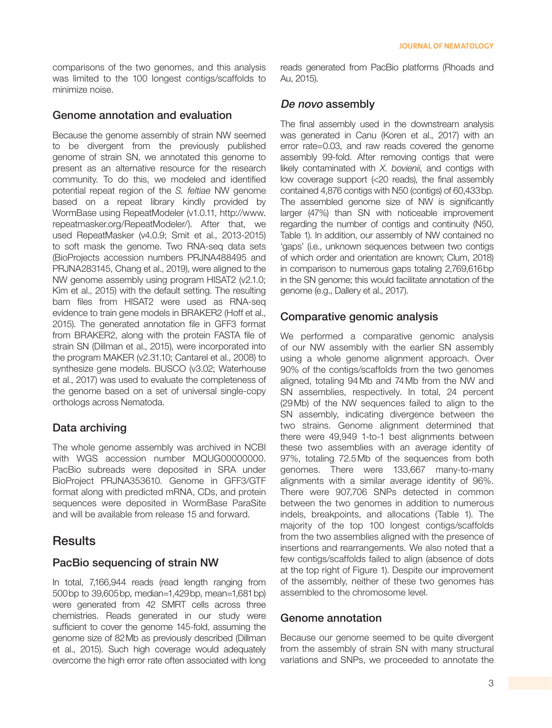comparisons of the two genomes, and this analysis was limited to the 100 longest contigs/scaffolds to minimize noise.

### Genome annotation and evaluation

Because the genome assembly of strain NW seemed to be divergent from the previously published genome of strain SN, we annotated this genome to present as an alternative resource for the research community. To do this, we modeled and identified potential repeat region of the *S. feltiae* NW genome based on a repeat library kindly provided by WormBase using RepeatModeler (v1.0.11, http://www.repeatmasker.org/RepeatModeler/). After that, we used RepeatMasker (v4.0.9; Smit et al., 2013-2015) to soft mask the genome. Two RNA-seq data sets (BioProjects accession numbers PRJNA488495 and PRJNA283145, Chang et al., 2019), were aligned to the NW genome assembly using program HISAT2 (v2.1.0; Kim et al., 2015) with the default setting. The resulting bam files from HISAT2 were used as RNA-seq evidence to train gene models in BRAKER2 (Hoff et al., 2015). The generated annotation file in GFF3 format from BRAKER2, along with the protein FASTA file of strain SN (Dillman et al., 2015), were incorporated into the program MAKER (v2.31.10; Cantarel et al., 2008) to synthesize gene models. BUSCO (v3.02; Waterhouse et al., 2017) was used to evaluate the completeness of the genome based on a set of universal single-copy orthologs across Nematoda.

### Data archiving

The whole genome assembly was archived in NCBI with WGS accession number MQUG00000000. PacBio subreads were deposited in SRA under BioProject PRJNA353610. Genome in GFF3/GTF format along with predicted mRNA, CDs, and protein sequences were deposited in WormBase ParaSite and will be available from release 15 and forward.

## Results

### PacBio sequencing of strain NW

In total, 7,166,944 reads (read length ranging from 500 bp to 39,605 bp, median=1,429 bp, mean=1,681 bp) were generated from 42 SMRT cells across three chemistries. Reads generated in our study were sufficient to cover the genome 145-fold, assuming the genome size of 82 Mb as previously described (Dillman et al., 2015). Such high coverage would adequately overcome the high error rate often associated with long reads generated from PacBio platforms (Rhoads and Au, 2015).

### *De novo* assembly

The final assembly used in the downstream analysis was generated in Canu (Koren et al., 2017) with an error rate=0.03, and raw reads covered the genome assembly 99-fold. After removing contigs that were likely contaminated with *X. bovienii*, and contigs with low coverage support (<20 reads), the final assembly contained 4,876 contigs with N50 (contigs) of 60,433 bp. The assembled genome size of NW is significantly larger (47%) than SN with noticeable improvement regarding the number of contigs and continuity (N50, Table 1). In addition, our assembly of NW contained no 'gaps' (i.e., unknown sequences between two contigs of which order and orientation are known; Clum, 2018) in comparison to numerous gaps totaling 2,769,616 bp in the SN genome; this would facilitate annotation of the genome (e.g., Dallery et al., 2017).

### Comparative genomic analysis

We performed a comparative genomic analysis of our NW assembly with the earlier SN assembly using a whole genome alignment approach. Over 90% of the contigs/scaffolds from the two genomes aligned, totaling 94 Mb and 74 Mb from the NW and SN assemblies, respectively. In total, 24 percent (29 Mb) of the NW sequences failed to align to the SN assembly, indicating divergence between the two strains. Genome alignment determined that there were 49,949 1-to-1 best alignments between these two assemblies with an average identity of 97%, totaling 72.5 Mb of the sequences from both genomes. There were 133,667 many-to-many alignments with a similar average identity of 96%. There were 907,706 SNPs detected in common between the two genomes in addition to numerous indels, breakpoints, and allocations (Table 1). The majority of the top 100 longest contigs/scaffolds from the two assemblies aligned with the presence of insertions and rearrangements. We also noted that a few contigs/scaffolds failed to align (absence of dots at the top right of Figure 1). Despite our improvement of the assembly, neither of these two genomes has assembled to the chromosome level.

### Genome annotation

Because our genome seemed to be quite divergent from the assembly of strain SN with many structural variations and SNPs, we proceeded to annotate the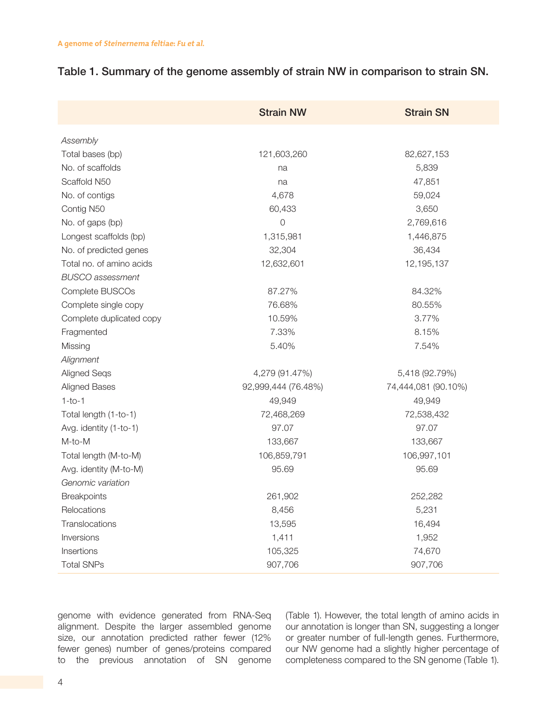**Table 1. Summary of the genome assembly of strain NW in comparison to strain SN.**

| | Strain NW | Strain SN |
|---|---|---|
| *Assembly* | | |
| Total bases (bp) | 121,603,260 | 82,627,153 |
| No. of scaffolds | na | 5,839 |
| Scaffold N50 | na | 47,851 |
| No. of contigs | 4,678 | 59,024 |
| Contig N50 | 60,433 | 3,650 |
| No. of gaps (bp) | 0 | 2,769,616 |
| Longest scaffolds (bp) | 1,315,981 | 1,446,875 |
| No. of predicted genes | 32,304 | 36,434 |
| Total no. of amino acids | 12,632,601 | 12,195,137 |
| *BUSCO assessment* | | |
| Complete BUSCOs | 87.27% | 84.32% |
| Complete single copy | 76.68% | 80.55% |
| Complete duplicated copy | 10.59% | 3.77% |
| Fragmented | 7.33% | 8.15% |
| Missing | 5.40% | 7.54% |
| *Alignment* | | |
| Aligned Seqs | 4,279 (91.47%) | 5,418 (92.79%) |
| Aligned Bases | 92,999,444 (76.48%) | 74,444,081 (90.10%) |
| 1-to-1 | 49,949 | 49,949 |
| Total length (1-to-1) | 72,468,269 | 72,538,432 |
| Avg. identity (1-to-1) | 97.07 | 97.07 |
| M-to-M | 133,667 | 133,667 |
| Total length (M-to-M) | 106,859,791 | 106,997,101 |
| Avg. identity (M-to-M) | 95.69 | 95.69 |
| *Genomic variation* | | |
| Breakpoints | 261,902 | 252,282 |
| Relocations | 8,456 | 5,231 |
| Translocations | 13,595 | 16,494 |
| Inversions | 1,411 | 1,952 |
| Insertions | 105,325 | 74,670 |
| Total SNPs | 907,706 | 907,706 |

genome with evidence generated from RNA-Seq alignment. Despite the larger assembled genome size, our annotation predicted rather fewer (12% fewer genes) number of genes/proteins compared to the previous annotation of SN genome (Table 1). However, the total length of amino acids in our annotation is longer than SN, suggesting a longer or greater number of full-length genes. Furthermore, our NW genome had a slightly higher percentage of completeness compared to the SN genome (Table 1).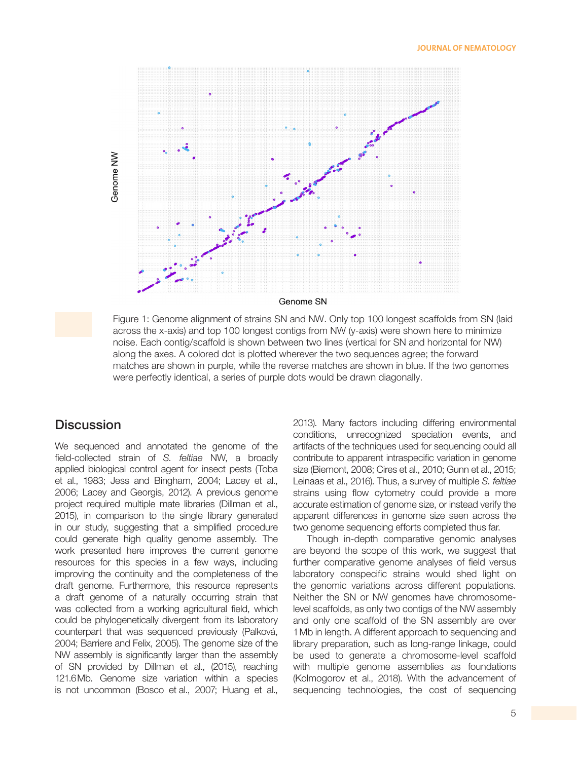Figure 1: Genome alignment of strains SN and NW. Only top 100 longest scaffolds from SN (laid across the x-axis) and top 100 longest contigs from NW (y-axis) were shown here to minimize noise. Each contig/scaffold is shown between two lines (vertical for SN and horizontal for NW) along the axes. A colored dot is plotted wherever the two sequences agree; the forward matches are shown in purple, while the reverse matches are shown in blue. If the two genomes were perfectly identical, a series of purple dots would be drawn diagonally.

## Discussion

We sequenced and annotated the genome of the field-collected strain of *S. feltiae* NW, a broadly applied biological control agent for insect pests (Toba et al., 1983; Jess and Bingham, 2004; Lacey et al., 2006; Lacey and Georgis, 2012). A previous genome project required multiple mate libraries (Dillman et al., 2015), in comparison to the single library generated in our study, suggesting that a simplified procedure could generate high quality genome assembly. The work presented here improves the current genome resources for this species in a few ways, including improving the continuity and the completeness of the draft genome. Furthermore, this resource represents a draft genome of a naturally occurring strain that was collected from a working agricultural field, which could be phylogenetically divergent from its laboratory counterpart that was sequenced previously (Palková, 2004; Barriere and Felix, 2005). The genome size of the NW assembly is significantly larger than the assembly of SN provided by Dillman et al., (2015), reaching 121.6 Mb. Genome size variation within a species is not uncommon (Bosco et al., 2007; Huang et al., 2013). Many factors including differing environmental conditions, unrecognized speciation events, and artifacts of the techniques used for sequencing could all contribute to apparent intraspecific variation in genome size (Biemont, 2008; Cires et al., 2010; Gunn et al., 2015; Leinaas et al., 2016). Thus, a survey of multiple *S. feltiae* strains using flow cytometry could provide a more accurate estimation of genome size, or instead verify the apparent differences in genome size seen across the two genome sequencing efforts completed thus far.

Though in-depth comparative genomic analyses are beyond the scope of this work, we suggest that further comparative genome analyses of field versus laboratory conspecific strains would shed light on the genomic variations across different populations. Neither the SN or NW genomes have chromosome-level scaffolds, as only two contigs of the NW assembly and only one scaffold of the SN assembly are over 1 Mb in length. A different approach to sequencing and library preparation, such as long-range linkage, could be used to generate a chromosome-level scaffold with multiple genome assemblies as foundations (Kolmogorov et al., 2018). With the advancement of sequencing technologies, the cost of sequencing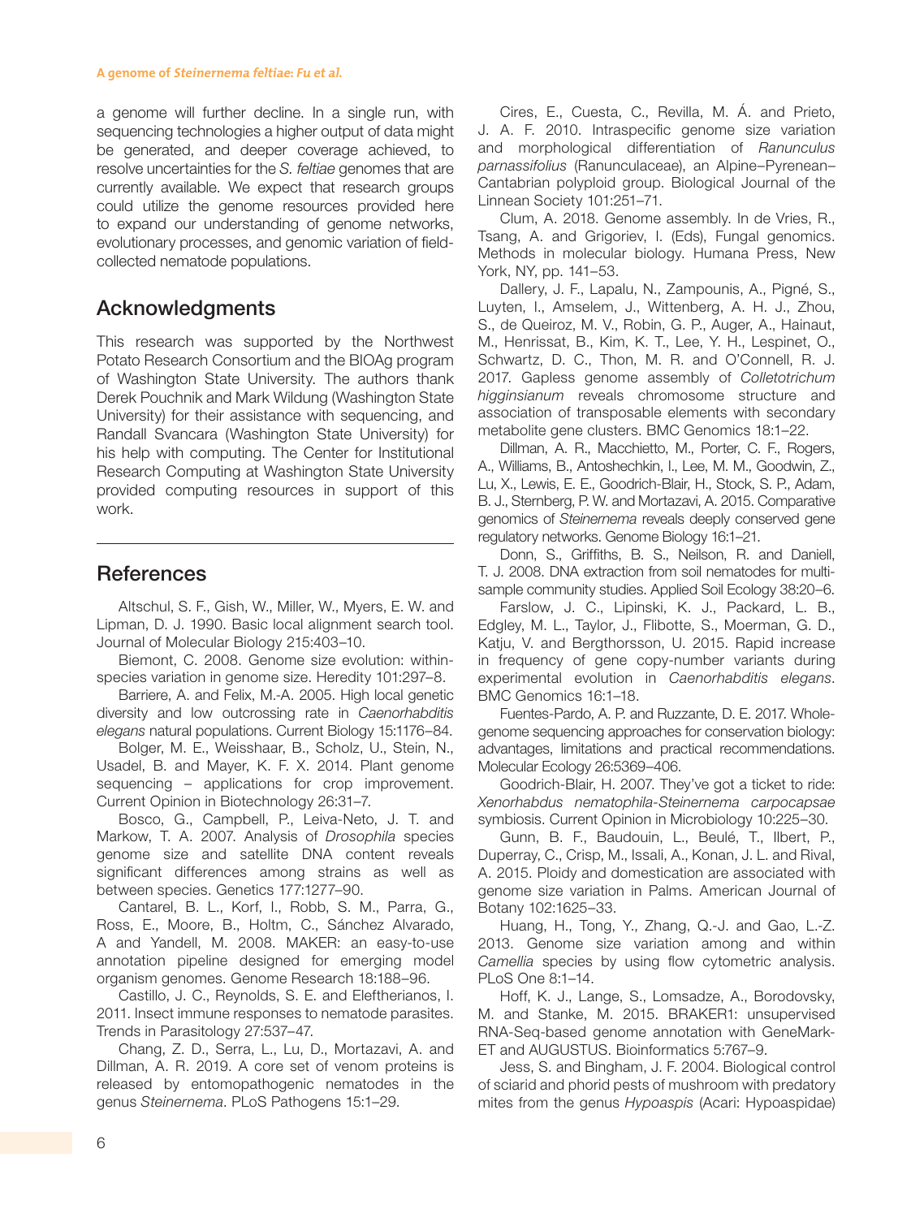a genome will further decline. In a single run, with sequencing technologies a higher output of data might be generated, and deeper coverage achieved, to resolve uncertainties for the *S. feltiae* genomes that are currently available. We expect that research groups could utilize the genome resources provided here to expand our understanding of genome networks, evolutionary processes, and genomic variation of field-collected nematode populations.

## Acknowledgments

This research was supported by the Northwest Potato Research Consortium and the BIOAg program of Washington State University. The authors thank Derek Pouchnik and Mark Wildung (Washington State University) for their assistance with sequencing, and Randall Svancara (Washington State University) for his help with computing. The Center for Institutional Research Computing at Washington State University provided computing resources in support of this work.

## References

Altschul, S. F., Gish, W., Miller, W., Myers, E. W. and Lipman, D. J. 1990. Basic local alignment search tool. Journal of Molecular Biology 215:403–10.

Biemont, C. 2008. Genome size evolution: within-species variation in genome size. Heredity 101:297–8.

Barriere, A. and Felix, M.-A. 2005. High local genetic diversity and low outcrossing rate in *Caenorhabditis elegans* natural populations. Current Biology 15:1176–84.

Bolger, M. E., Weisshaar, B., Scholz, U., Stein, N., Usadel, B. and Mayer, K. F. X. 2014. Plant genome sequencing – applications for crop improvement. Current Opinion in Biotechnology 26:31–7.

Bosco, G., Campbell, P., Leiva-Neto, J. T. and Markow, T. A. 2007. Analysis of *Drosophila* species genome size and satellite DNA content reveals significant differences among strains as well as between species. Genetics 177:1277–90.

Cantarel, B. L., Korf, I., Robb, S. M., Parra, G., Ross, E., Moore, B., Holtm, C., Sánchez Alvarado, A and Yandell, M. 2008. MAKER: an easy-to-use annotation pipeline designed for emerging model organism genomes. Genome Research 18:188–96.

Castillo, J. C., Reynolds, S. E. and Eleftherianos, I. 2011. Insect immune responses to nematode parasites. Trends in Parasitology 27:537–47.

Chang, Z. D., Serra, L., Lu, D., Mortazavi, A. and Dillman, A. R. 2019. A core set of venom proteins is released by entomopathogenic nematodes in the genus *Steinernema*. PLoS Pathogens 15:1–29.

Cires, E., Cuesta, C., Revilla, M. Á. and Prieto, J. A. F. 2010. Intraspecific genome size variation and morphological differentiation of *Ranunculus parnassifolius* (Ranunculaceae), an Alpine–Pyrenean–Cantabrian polyploid group. Biological Journal of the Linnean Society 101:251–71.

Clum, A. 2018. Genome assembly. In de Vries, R., Tsang, A. and Grigoriev, I. (Eds), Fungal genomics. Methods in molecular biology. Humana Press, New York, NY, pp. 141–53.

Dallery, J. F., Lapalu, N., Zampounis, A., Pigné, S., Luyten, I., Amselem, J., Wittenberg, A. H. J., Zhou, S., de Queiroz, M. V., Robin, G. P., Auger, A., Hainaut, M., Henrissat, B., Kim, K. T., Lee, Y. H., Lespinet, O., Schwartz, D. C., Thon, M. R. and O'Connell, R. J. 2017. Gapless genome assembly of *Colletotrichum higginsianum* reveals chromosome structure and association of transposable elements with secondary metabolite gene clusters. BMC Genomics 18:1–22.

Dillman, A. R., Macchietto, M., Porter, C. F., Rogers, A., Williams, B., Antoshechkin, I., Lee, M. M., Goodwin, Z., Lu, X., Lewis, E. E., Goodrich-Blair, H., Stock, S. P., Adam, B. J., Sternberg, P. W. and Mortazavi, A. 2015. Comparative genomics of *Steinernema* reveals deeply conserved gene regulatory networks. Genome Biology 16:1–21.

Donn, S., Griffiths, B. S., Neilson, R. and Daniell, T. J. 2008. DNA extraction from soil nematodes for multi-sample community studies. Applied Soil Ecology 38:20–6.

Farslow, J. C., Lipinski, K. J., Packard, L. B., Edgley, M. L., Taylor, J., Flibotte, S., Moerman, G. D., Katju, V. and Bergthorsson, U. 2015. Rapid increase in frequency of gene copy-number variants during experimental evolution in *Caenorhabditis elegans*. BMC Genomics 16:1–18.

Fuentes-Pardo, A. P. and Ruzzante, D. E. 2017. Whole-genome sequencing approaches for conservation biology: advantages, limitations and practical recommendations. Molecular Ecology 26:5369–406.

Goodrich-Blair, H. 2007. They've got a ticket to ride: *Xenorhabdus nematophila-Steinernema carpocapsae* symbiosis. Current Opinion in Microbiology 10:225–30.

Gunn, B. F., Baudouin, L., Beulé, T., Ilbert, P., Duperray, C., Crisp, M., Issali, A., Konan, J. L. and Rival, A. 2015. Ploidy and domestication are associated with genome size variation in Palms. American Journal of Botany 102:1625–33.

Huang, H., Tong, Y., Zhang, Q.-J. and Gao, L.-Z. 2013. Genome size variation among and within *Camellia* species by using flow cytometric analysis. PLoS One 8:1–14.

Hoff, K. J., Lange, S., Lomsadze, A., Borodovsky, M. and Stanke, M. 2015. BRAKER1: unsupervised RNA-Seq-based genome annotation with GeneMark-ET and AUGUSTUS. Bioinformatics 5:767–9.

Jess, S. and Bingham, J. F. 2004. Biological control of sciarid and phorid pests of mushroom with predatory mites from the genus *Hypoaspis* (Acari: Hypoaspidae)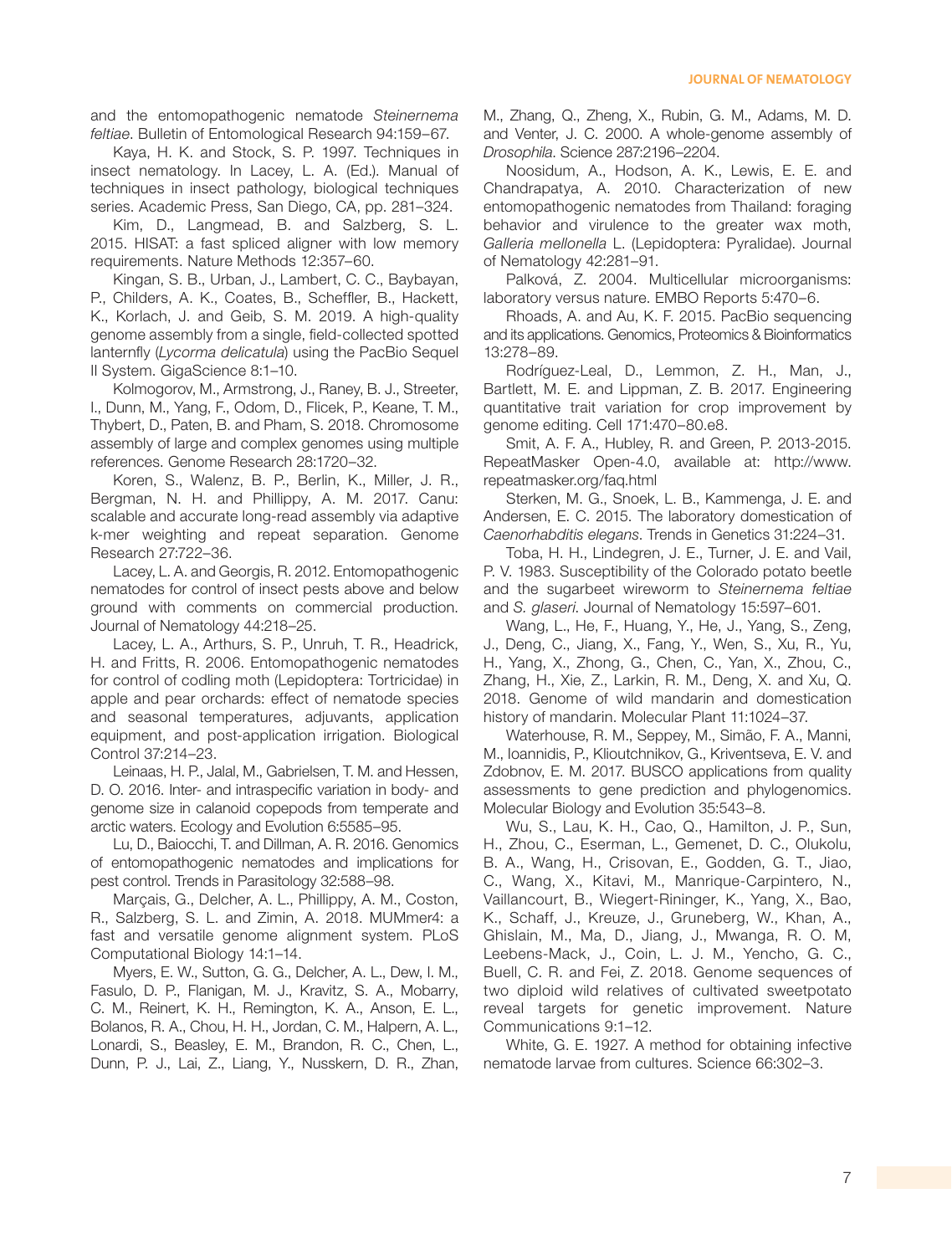and the entomopathogenic nematode *Steinernema feltiae*. Bulletin of Entomological Research 94:159–67.

Kaya, H. K. and Stock, S. P. 1997. Techniques in insect nematology. In Lacey, L. A. (Ed.). Manual of techniques in insect pathology, biological techniques series. Academic Press, San Diego, CA, pp. 281–324.

Kim, D., Langmead, B. and Salzberg, S. L. 2015. HISAT: a fast spliced aligner with low memory requirements. Nature Methods 12:357–60.

Kingan, S. B., Urban, J., Lambert, C. C., Baybayan, P., Childers, A. K., Coates, B., Scheffler, B., Hackett, K., Korlach, J. and Geib, S. M. 2019. A high-quality genome assembly from a single, field-collected spotted lanternfly (*Lycorma delicatula*) using the PacBio Sequel II System. GigaScience 8:1–10.

Kolmogorov, M., Armstrong, J., Raney, B. J., Streeter, I., Dunn, M., Yang, F., Odom, D., Flicek, P., Keane, T. M., Thybert, D., Paten, B. and Pham, S. 2018. Chromosome assembly of large and complex genomes using multiple references. Genome Research 28:1720–32.

Koren, S., Walenz, B. P., Berlin, K., Miller, J. R., Bergman, N. H. and Phillippy, A. M. 2017. Canu: scalable and accurate long-read assembly via adaptive k-mer weighting and repeat separation. Genome Research 27:722–36.

Lacey, L. A. and Georgis, R. 2012. Entomopathogenic nematodes for control of insect pests above and below ground with comments on commercial production. Journal of Nematology 44:218–25.

Lacey, L. A., Arthurs, S. P., Unruh, T. R., Headrick, H. and Fritts, R. 2006. Entomopathogenic nematodes for control of codling moth (Lepidoptera: Tortricidae) in apple and pear orchards: effect of nematode species and seasonal temperatures, adjuvants, application equipment, and post-application irrigation. Biological Control 37:214–23.

Leinaas, H. P., Jalal, M., Gabrielsen, T. M. and Hessen, D. O. 2016. Inter- and intraspecific variation in body- and genome size in calanoid copepods from temperate and arctic waters. Ecology and Evolution 6:5585–95.

Lu, D., Baiocchi, T. and Dillman, A. R. 2016. Genomics of entomopathogenic nematodes and implications for pest control. Trends in Parasitology 32:588–98.

Marçais, G., Delcher, A. L., Phillippy, A. M., Coston, R., Salzberg, S. L. and Zimin, A. 2018. MUMmer4: a fast and versatile genome alignment system. PLoS Computational Biology 14:1–14.

Myers, E. W., Sutton, G. G., Delcher, A. L., Dew, I. M., Fasulo, D. P., Flanigan, M. J., Kravitz, S. A., Mobarry, C. M., Reinert, K. H., Remington, K. A., Anson, E. L., Bolanos, R. A., Chou, H. H., Jordan, C. M., Halpern, A. L., Lonardi, S., Beasley, E. M., Brandon, R. C., Chen, L., Dunn, P. J., Lai, Z., Liang, Y., Nusskern, D. R., Zhan, M., Zhang, Q., Zheng, X., Rubin, G. M., Adams, M. D. and Venter, J. C. 2000. A whole-genome assembly of *Drosophila*. Science 287:2196–2204.

Noosidum, A., Hodson, A. K., Lewis, E. E. and Chandrapatya, A. 2010. Characterization of new entomopathogenic nematodes from Thailand: foraging behavior and virulence to the greater wax moth, *Galleria mellonella* L. (Lepidoptera: Pyralidae). Journal of Nematology 42:281–91.

Palková, Z. 2004. Multicellular microorganisms: laboratory versus nature. EMBO Reports 5:470–6.

Rhoads, A. and Au, K. F. 2015. PacBio sequencing and its applications. Genomics, Proteomics & Bioinformatics 13:278–89.

Rodríguez-Leal, D., Lemmon, Z. H., Man, J., Bartlett, M. E. and Lippman, Z. B. 2017. Engineering quantitative trait variation for crop improvement by genome editing. Cell 171:470–80.e8.

Smit, A. F. A., Hubley, R. and Green, P. 2013-2015. RepeatMasker Open-4.0, available at: http://www.repeatmasker.org/faq.html

Sterken, M. G., Snoek, L. B., Kammenga, J. E. and Andersen, E. C. 2015. The laboratory domestication of *Caenorhabditis elegans*. Trends in Genetics 31:224–31.

Toba, H. H., Lindegren, J. E., Turner, J. E. and Vail, P. V. 1983. Susceptibility of the Colorado potato beetle and the sugarbeet wireworm to *Steinernema feltiae* and *S. glaseri*. Journal of Nematology 15:597–601.

Wang, L., He, F., Huang, Y., He, J., Yang, S., Zeng, J., Deng, C., Jiang, X., Fang, Y., Wen, S., Xu, R., Yu, H., Yang, X., Zhong, G., Chen, C., Yan, X., Zhou, C., Zhang, H., Xie, Z., Larkin, R. M., Deng, X. and Xu, Q. 2018. Genome of wild mandarin and domestication history of mandarin. Molecular Plant 11:1024–37.

Waterhouse, R. M., Seppey, M., Simão, F. A., Manni, M., Ioannidis, P., Klioutchnikov, G., Kriventseva, E. V. and Zdobnov, E. M. 2017. BUSCO applications from quality assessments to gene prediction and phylogenomics. Molecular Biology and Evolution 35:543–8.

Wu, S., Lau, K. H., Cao, Q., Hamilton, J. P., Sun, H., Zhou, C., Eserman, L., Gemenet, D. C., Olukolu, B. A., Wang, H., Crisovan, E., Godden, G. T., Jiao, C., Wang, X., Kitavi, M., Manrique-Carpintero, N., Vaillancourt, B., Wiegert-Rininger, K., Yang, X., Bao, K., Schaff, J., Kreuze, J., Gruneberg, W., Khan, A., Ghislain, M., Ma, D., Jiang, J., Mwanga, R. O. M, Leebens-Mack, J., Coin, L. J. M., Yencho, G. C., Buell, C. R. and Fei, Z. 2018. Genome sequences of two diploid wild relatives of cultivated sweetpotato reveal targets for genetic improvement. Nature Communications 9:1–12.

White, G. E. 1927. A method for obtaining infective nematode larvae from cultures. Science 66:302–3.